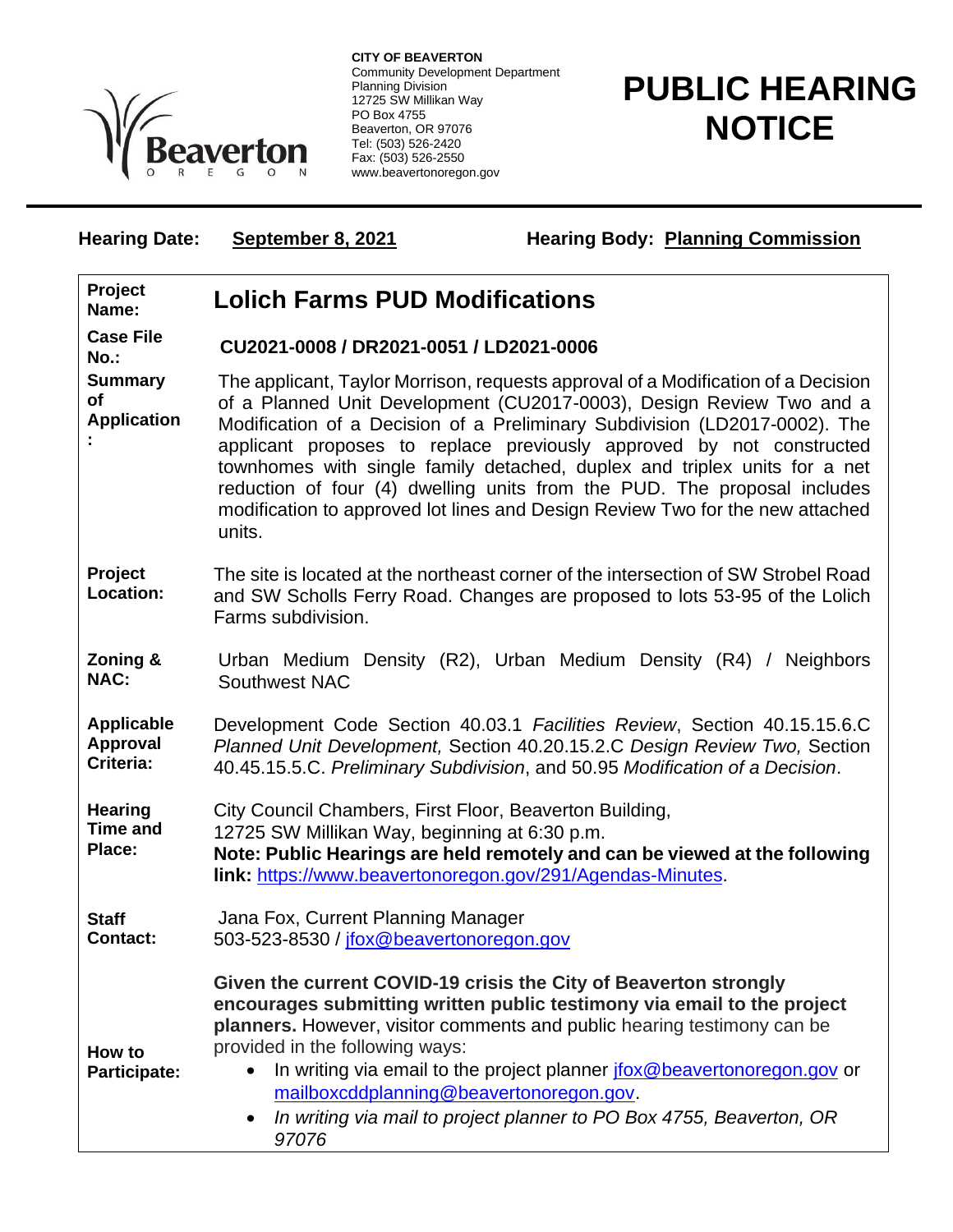**CITY OF BEAVERTON**
Community Development Department
Planning Division
12725 SW Millikan Way
PO Box 4755
Beaverton, OR 97076
Tel: (503) 526-2420
Fax: (503) 526-2550
www.beavertonoregon.gov

# PUBLIC HEARING NOTICE

**Hearing Date:** **September 8, 2021** **Hearing Body:** **Planning Commission**

| | |
|---|---|
| **Project Name:** | **Lolich Farms PUD Modifications** |
| **Case File No.:** | **CU2021-0008 / DR2021-0051 / LD2021-0006** |
| **Summary of Application:** | The applicant, Taylor Morrison, requests approval of a Modification of a Decision of a Planned Unit Development (CU2017-0003), Design Review Two and a Modification of a Decision of a Preliminary Subdivision (LD2017-0002). The applicant proposes to replace previously approved by not constructed townhomes with single family detached, duplex and triplex units for a net reduction of four (4) dwelling units from the PUD. The proposal includes modification to approved lot lines and Design Review Two for the new attached units. |
| **Project Location:** | The site is located at the northeast corner of the intersection of SW Strobel Road and SW Scholls Ferry Road. Changes are proposed to lots 53-95 of the Lolich Farms subdivision. |
| **Zoning & NAC:** | Urban Medium Density (R2), Urban Medium Density (R4) / Neighbors Southwest NAC |
| **Applicable Approval Criteria:** | Development Code Section 40.03.1 *Facilities Review*, Section 40.15.15.6.C *Planned Unit Development,* Section 40.20.15.2.C *Design Review Two,* Section 40.45.15.5.C. *Preliminary Subdivision*, and 50.95 *Modification of a Decision*. |
| **Hearing Time and Place:** | City Council Chambers, First Floor, Beaverton Building, 12725 SW Millikan Way, beginning at 6:30 p.m. **Note: Public Hearings are held remotely and can be viewed at the following link:** https://www.beavertonoregon.gov/291/Agendas-Minutes. |
| **Staff Contact:** | Jana Fox, Current Planning Manager 503-523-8530 / jfox@beavertonoregon.gov |
| **How to Participate:** | **Given the current COVID-19 crisis the City of Beaverton strongly encourages submitting written public testimony via email to the project planners.** However, visitor comments and public hearing testimony can be provided in the following ways:<br>• In writing via email to the project planner jfox@beavertonoregon.gov or mailboxcddplanning@beavertonoregon.gov.<br>• *In writing via mail to project planner to PO Box 4755, Beaverton, OR 97076* |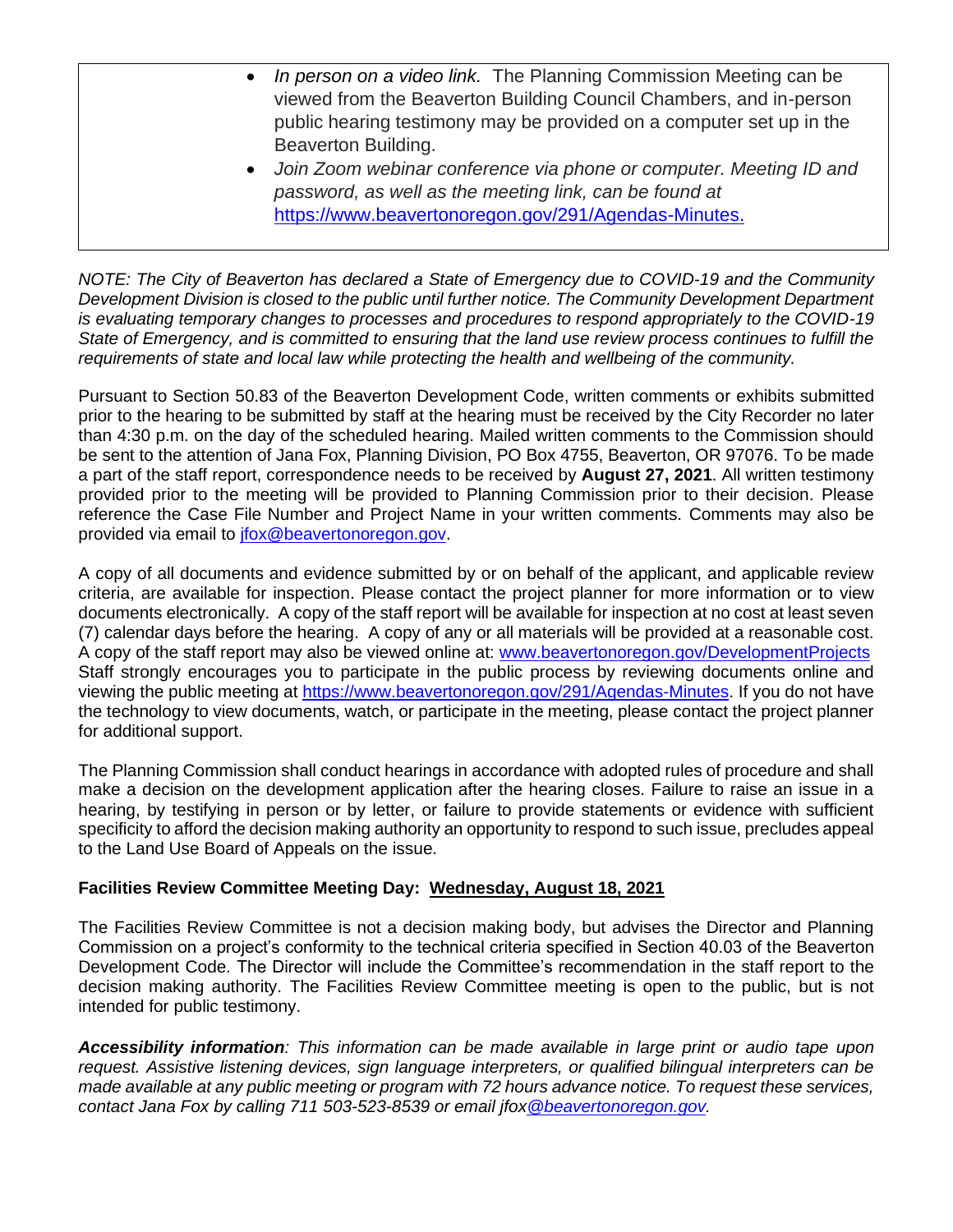- *In person on a video link.* The Planning Commission Meeting can be viewed from the Beaverton Building Council Chambers, and in-person public hearing testimony may be provided on a computer set up in the Beaverton Building.
- *Join Zoom webinar conference via phone or computer. Meeting ID and password, as well as the meeting link, can be found at* [https://www.beavertonoregon.gov/291/Agendas-Minutes.](https://www.beavertonoregon.gov/291/Agendas-Minutes)

*NOTE: The City of Beaverton has declared a State of Emergency due to COVID-19 and the Community Development Division is closed to the public until further notice. The Community Development Department is evaluating temporary changes to processes and procedures to respond appropriately to the COVID-19 State of Emergency, and is committed to ensuring that the land use review process continues to fulfill the requirements of state and local law while protecting the health and wellbeing of the community.*

Pursuant to Section 50.83 of the Beaverton Development Code, written comments or exhibits submitted prior to the hearing to be submitted by staff at the hearing must be received by the City Recorder no later than 4:30 p.m. on the day of the scheduled hearing. Mailed written comments to the Commission should be sent to the attention of Jana Fox, Planning Division, PO Box 4755, Beaverton, OR 97076. To be made a part of the staff report, correspondence needs to be received by **August 27, 2021**. All written testimony provided prior to the meeting will be provided to Planning Commission prior to their decision. Please reference the Case File Number and Project Name in your written comments. Comments may also be provided via email to [jfox@beavertonoregon.gov](mailto:jfox@beavertonoregon.gov).

A copy of all documents and evidence submitted by or on behalf of the applicant, and applicable review criteria, are available for inspection. Please contact the project planner for more information or to view documents electronically. A copy of the staff report will be available for inspection at no cost at least seven (7) calendar days before the hearing. A copy of any or all materials will be provided at a reasonable cost. A copy of the staff report may also be viewed online at: [www.beavertonoregon.gov/DevelopmentProjects](http://www.beavertonoregon.gov/DevelopmentProjects) Staff strongly encourages you to participate in the public process by reviewing documents online and viewing the public meeting at [https://www.beavertonoregon.gov/291/Agendas-Minutes](https://www.beavertonoregon.gov/291/Agendas-Minutes). If you do not have the technology to view documents, watch, or participate in the meeting, please contact the project planner for additional support.

The Planning Commission shall conduct hearings in accordance with adopted rules of procedure and shall make a decision on the development application after the hearing closes. Failure to raise an issue in a hearing, by testifying in person or by letter, or failure to provide statements or evidence with sufficient specificity to afford the decision making authority an opportunity to respond to such issue, precludes appeal to the Land Use Board of Appeals on the issue.

**Facilities Review Committee Meeting Day: Wednesday, August 18, 2021**

The Facilities Review Committee is not a decision making body, but advises the Director and Planning Commission on a project's conformity to the technical criteria specified in Section 40.03 of the Beaverton Development Code. The Director will include the Committee's recommendation in the staff report to the decision making authority. The Facilities Review Committee meeting is open to the public, but is not intended for public testimony.

***Accessibility information**: This information can be made available in large print or audio tape upon request. Assistive listening devices, sign language interpreters, or qualified bilingual interpreters can be made available at any public meeting or program with 72 hours advance notice. To request these services, contact Jana Fox by calling 711 503-523-8539 or email jfox@beavertonoregon.gov.*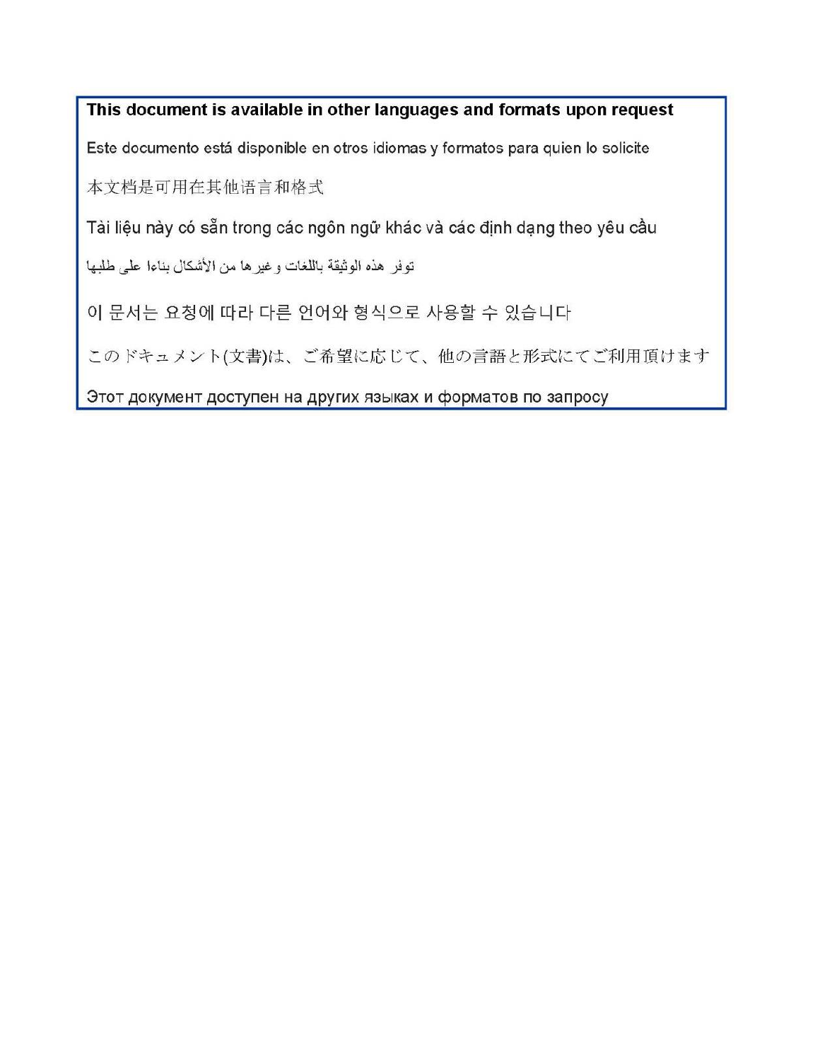**This document is available in other languages and formats upon request**

Este documento está disponible en otros idiomas y formatos para quien lo solicite

本文档是可用在其他语言和格式

Tài liệu này có sẵn trong các ngôn ngữ khác và các định dạng theo yêu cầu

توفر هذه الوثيقة باللغات وغيرها من الأشكال بناءا على طلبها

이 문서는 요청에 따라 다른 언어와 형식으로 사용할 수 있습니다

このドキュメント(文書)は、ご希望に応じて、他の言語と形式にてご利用頂けます

Этот документ доступен на других языках и форматов по запросу